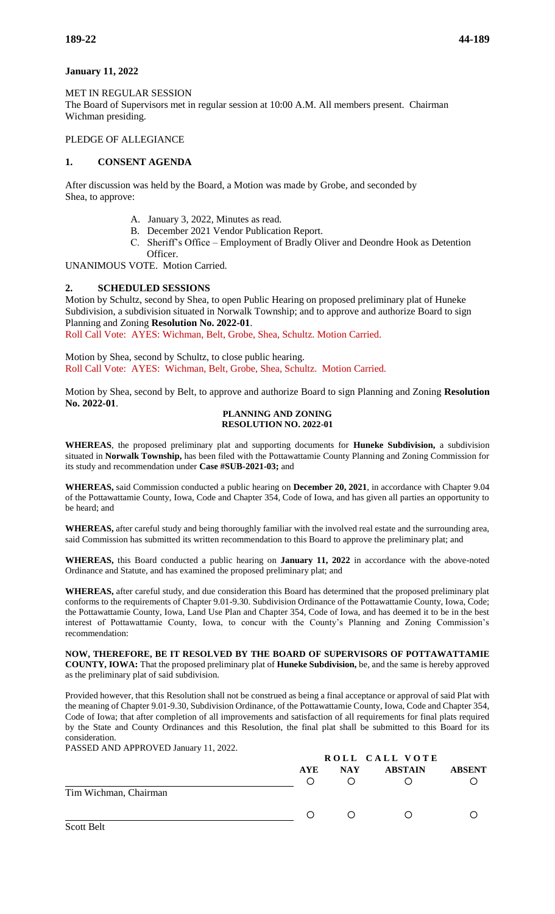**January 11, 2022**

MET IN REGULAR SESSION

The Board of Supervisors met in regular session at 10:00 A.M. All members present. Chairman Wichman presiding.

PLEDGE OF ALLEGIANCE

## 1. CONSENT AGENDA

After discussion was held by the Board, a Motion was made by Grobe, and seconded by Shea, to approve:

A. January 3, 2022, Minutes as read.
B. December 2021 Vendor Publication Report.
C. Sheriff's Office – Employment of Bradly Oliver and Deondre Hook as Detention Officer.

UNANIMOUS VOTE. Motion Carried.

## 2. SCHEDULED SESSIONS

Motion by Schultz, second by Shea, to open Public Hearing on proposed preliminary plat of Huneke Subdivision, a subdivision situated in Norwalk Township; and to approve and authorize Board to sign Planning and Zoning **Resolution No. 2022-01**.

Roll Call Vote: AYES: Wichman, Belt, Grobe, Shea, Schultz. Motion Carried.

Motion by Shea, second by Schultz, to close public hearing.

Roll Call Vote: AYES: Wichman, Belt, Grobe, Shea, Schultz. Motion Carried.

Motion by Shea, second by Belt, to approve and authorize Board to sign Planning and Zoning **Resolution No. 2022-01**.

**PLANNING AND ZONING RESOLUTION NO. 2022-01**

**WHEREAS**, the proposed preliminary plat and supporting documents for **Huneke Subdivision,** a subdivision situated in **Norwalk Township,** has been filed with the Pottawattamie County Planning and Zoning Commission for its study and recommendation under **Case #SUB-2021-03;** and

**WHEREAS,** said Commission conducted a public hearing on **December 20, 2021**, in accordance with Chapter 9.04 of the Pottawattamie County, Iowa, Code and Chapter 354, Code of Iowa, and has given all parties an opportunity to be heard; and

**WHEREAS,** after careful study and being thoroughly familiar with the involved real estate and the surrounding area, said Commission has submitted its written recommendation to this Board to approve the preliminary plat; and

**WHEREAS,** this Board conducted a public hearing on **January 11, 2022** in accordance with the above-noted Ordinance and Statute, and has examined the proposed preliminary plat; and

**WHEREAS,** after careful study, and due consideration this Board has determined that the proposed preliminary plat conforms to the requirements of Chapter 9.01-9.30. Subdivision Ordinance of the Pottawattamie County, Iowa, Code; the Pottawattamie County, Iowa, Land Use Plan and Chapter 354, Code of Iowa, and has deemed it to be in the best interest of Pottawattamie County, Iowa, to concur with the County's Planning and Zoning Commission's recommendation:

**NOW, THEREFORE, BE IT RESOLVED BY THE BOARD OF SUPERVISORS OF POTTAWATTAMIE COUNTY, IOWA:** That the proposed preliminary plat of **Huneke Subdivision,** be, and the same is hereby approved as the preliminary plat of said subdivision.

Provided however, that this Resolution shall not be construed as being a final acceptance or approval of said Plat with the meaning of Chapter 9.01-9.30, Subdivision Ordinance, of the Pottawattamie County, Iowa, Code and Chapter 354, Code of Iowa; that after completion of all improvements and satisfaction of all requirements for final plats required by the State and County Ordinances and this Resolution, the final plat shall be submitted to this Board for its consideration.

PASSED AND APPROVED January 11, 2022.

| | ROLL CALL VOTE | | | |
|---|---|---|---|---|
| | AYE | NAY | ABSTAIN | ABSENT |
| Tim Wichman, Chairman | ○ | ○ | ○ | ○ |
| Scott Belt | ○ | ○ | ○ | ○ |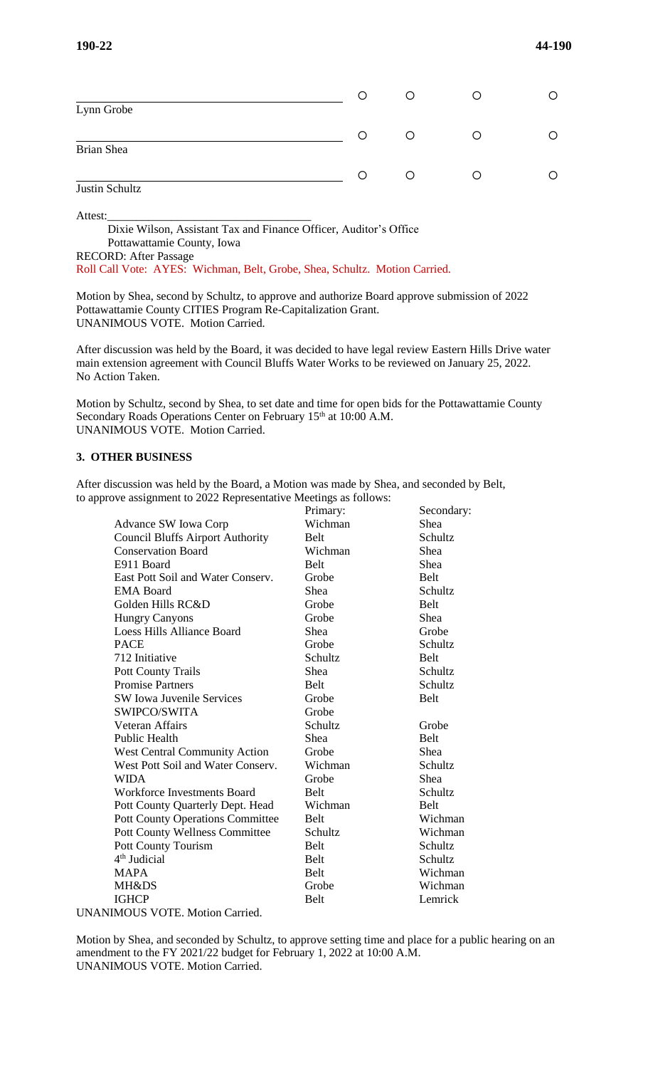| | | | | |
|---|---|---|---|---|
| Lynn Grobe | ○ | ○ | ○ | ○ |
| Brian Shea | ○ | ○ | ○ | ○ |
| Justin Schultz | ○ | ○ | ○ | ○ |

Attest:\_\_\_\_\_\_\_\_\_\_\_\_\_\_\_\_\_\_\_\_\_\_\_\_\_\_\_\_\_\_\_\_\_\_

Dixie Wilson, Assistant Tax and Finance Officer, Auditor's Office
Pottawattamie County, Iowa

RECORD: After Passage

Roll Call Vote: AYES: Wichman, Belt, Grobe, Shea, Schultz. Motion Carried.

Motion by Shea, second by Schultz, to approve and authorize Board approve submission of 2022 Pottawattamie County CITIES Program Re-Capitalization Grant.
UNANIMOUS VOTE. Motion Carried.

After discussion was held by the Board, it was decided to have legal review Eastern Hills Drive water main extension agreement with Council Bluffs Water Works to be reviewed on January 25, 2022.
No Action Taken.

Motion by Schultz, second by Shea, to set date and time for open bids for the Pottawattamie County Secondary Roads Operations Center on February 15th at 10:00 A.M.
UNANIMOUS VOTE. Motion Carried.

**3. OTHER BUSINESS**

After discussion was held by the Board, a Motion was made by Shea, and seconded by Belt, to approve assignment to 2022 Representative Meetings as follows:

| | Primary: | Secondary: |
|---|---|---|
| Advance SW Iowa Corp | Wichman | Shea |
| Council Bluffs Airport Authority | Belt | Schultz |
| Conservation Board | Wichman | Shea |
| E911 Board | Belt | Shea |
| East Pott Soil and Water Conserv. | Grobe | Belt |
| EMA Board | Shea | Schultz |
| Golden Hills RC&D | Grobe | Belt |
| Hungry Canyons | Grobe | Shea |
| Loess Hills Alliance Board | Shea | Grobe |
| PACE | Grobe | Schultz |
| 712 Initiative | Schultz | Belt |
| Pott County Trails | Shea | Schultz |
| Promise Partners | Belt | Schultz |
| SW Iowa Juvenile Services | Grobe | Belt |
| SWIPCO/SWITA | Grobe | |
| Veteran Affairs | Schultz | Grobe |
| Public Health | Shea | Belt |
| West Central Community Action | Grobe | Shea |
| West Pott Soil and Water Conserv. | Wichman | Schultz |
| WIDA | Grobe | Shea |
| Workforce Investments Board | Belt | Schultz |
| Pott County Quarterly Dept. Head | Wichman | Belt |
| Pott County Operations Committee | Belt | Wichman |
| Pott County Wellness Committee | Schultz | Wichman |
| Pott County Tourism | Belt | Schultz |
| 4th Judicial | Belt | Schultz |
| MAPA | Belt | Wichman |
| MH&DS | Grobe | Wichman |
| IGHCP | Belt | Lemrick |

UNANIMOUS VOTE. Motion Carried.

Motion by Shea, and seconded by Schultz, to approve setting time and place for a public hearing on an amendment to the FY 2021/22 budget for February 1, 2022 at 10:00 A.M.
UNANIMOUS VOTE. Motion Carried.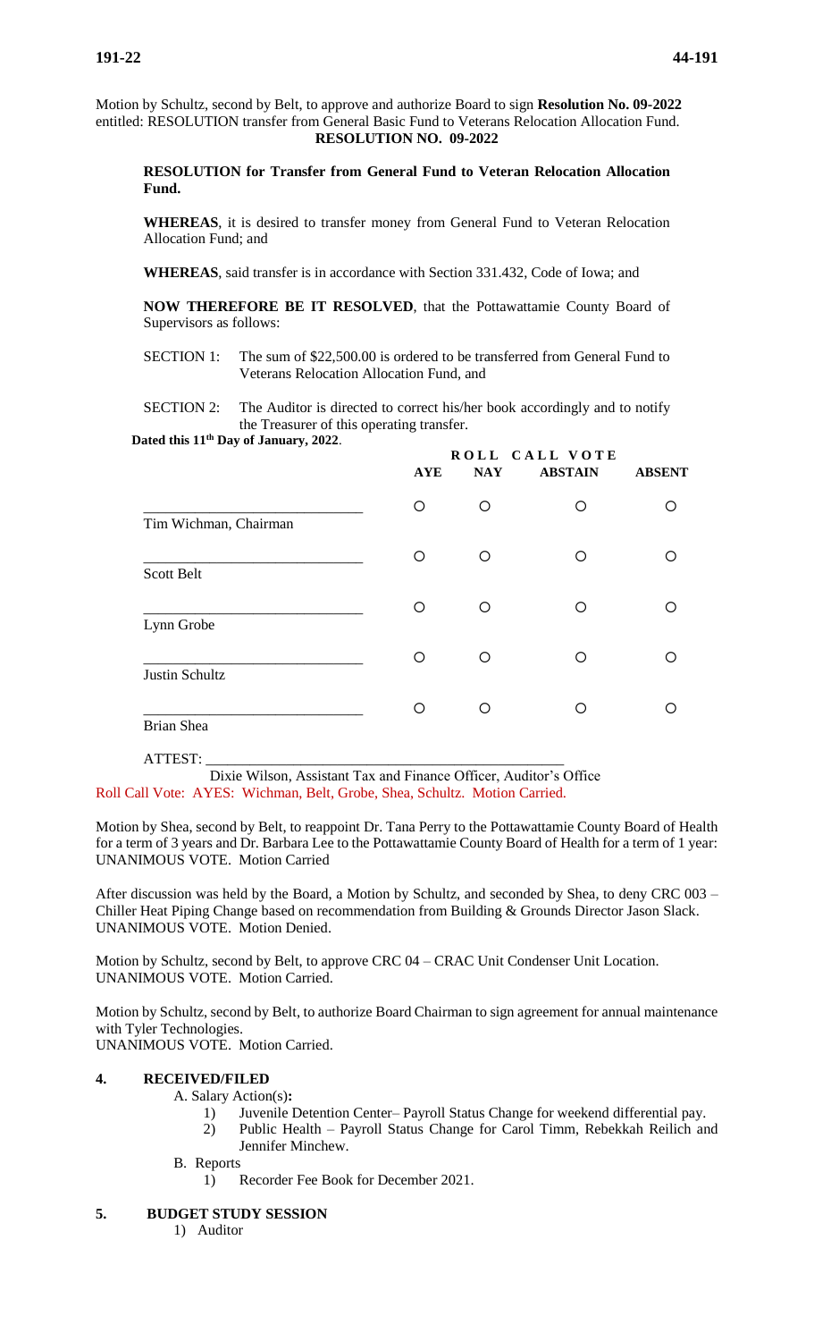Motion by Schultz, second by Belt, to approve and authorize Board to sign **Resolution No. 09-2022** entitled: RESOLUTION transfer from General Basic Fund to Veterans Relocation Allocation Fund.

**RESOLUTION NO. 09-2022**

**RESOLUTION for Transfer from General Fund to Veteran Relocation Allocation Fund.**

**WHEREAS**, it is desired to transfer money from General Fund to Veteran Relocation Allocation Fund; and

**WHEREAS**, said transfer is in accordance with Section 331.432, Code of Iowa; and

**NOW THEREFORE BE IT RESOLVED**, that the Pottawattamie County Board of Supervisors as follows:

SECTION 1: The sum of $22,500.00 is ordered to be transferred from General Fund to Veterans Relocation Allocation Fund, and

SECTION 2: The Auditor is directed to correct his/her book accordingly and to notify the Treasurer of this operating transfer.

**Dated this 11th Day of January, 2022**.

| | ROLL CALL VOTE | | | |
|---|---|---|---|---|
| | **AYE** | **NAY** | **ABSTAIN** | **ABSENT** |
| ______________________________ Tim Wichman, Chairman | ○ | ○ | ○ | ○ |
| ______________________________ Scott Belt | ○ | ○ | ○ | ○ |
| ______________________________ Lynn Grobe | ○ | ○ | ○ | ○ |
| ______________________________ Justin Schultz | ○ | ○ | ○ | ○ |
| ______________________________ Brian Shea | ○ | ○ | ○ | ○ |

ATTEST: ___________________________________________________

Dixie Wilson, Assistant Tax and Finance Officer, Auditor's Office

Roll Call Vote: AYES: Wichman, Belt, Grobe, Shea, Schultz. Motion Carried.

Motion by Shea, second by Belt, to reappoint Dr. Tana Perry to the Pottawattamie County Board of Health for a term of 3 years and Dr. Barbara Lee to the Pottawattamie County Board of Health for a term of 1 year: UNANIMOUS VOTE. Motion Carried

After discussion was held by the Board, a Motion by Schultz, and seconded by Shea, to deny CRC 003 – Chiller Heat Piping Change based on recommendation from Building & Grounds Director Jason Slack. UNANIMOUS VOTE. Motion Denied.

Motion by Schultz, second by Belt, to approve CRC 04 – CRAC Unit Condenser Unit Location. UNANIMOUS VOTE. Motion Carried.

Motion by Schultz, second by Belt, to authorize Board Chairman to sign agreement for annual maintenance with Tyler Technologies.
UNANIMOUS VOTE. Motion Carried.

## 4. RECEIVED/FILED

A. Salary Action(s)**:**

1) Juvenile Detention Center– Payroll Status Change for weekend differential pay.
2) Public Health – Payroll Status Change for Carol Timm, Rebekkah Reilich and Jennifer Minchew.

B. Reports

1) Recorder Fee Book for December 2021.

## 5. BUDGET STUDY SESSION

1) Auditor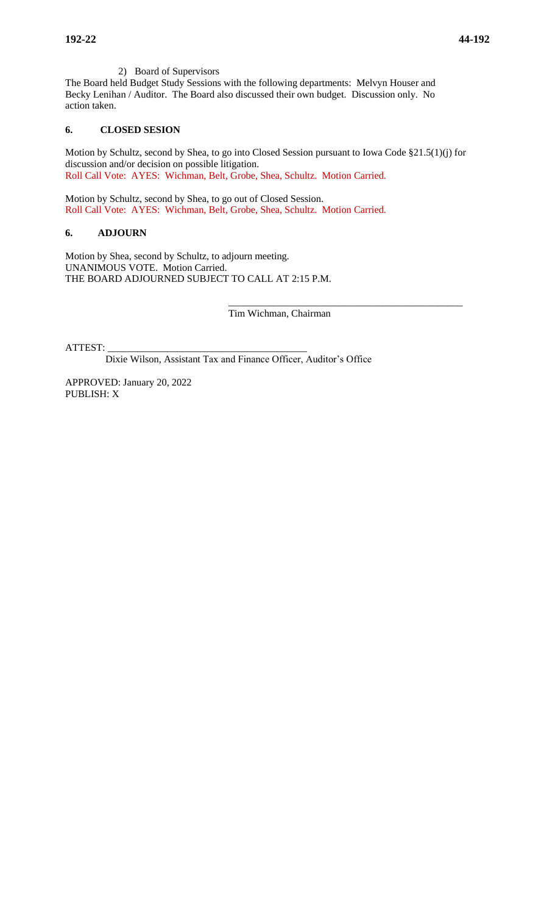2) Board of Supervisors

The Board held Budget Study Sessions with the following departments: Melvyn Houser and Becky Lenihan / Auditor. The Board also discussed their own budget. Discussion only. No action taken.

**6. CLOSED SESION**

Motion by Schultz, second by Shea, to go into Closed Session pursuant to Iowa Code §21.5(1)(j) for discussion and/or decision on possible litigation.
Roll Call Vote: AYES: Wichman, Belt, Grobe, Shea, Schultz. Motion Carried.

Motion by Schultz, second by Shea, to go out of Closed Session.
Roll Call Vote: AYES: Wichman, Belt, Grobe, Shea, Schultz. Motion Carried.

**6. ADJOURN**

Motion by Shea, second by Schultz, to adjourn meeting.
UNANIMOUS VOTE. Motion Carried.
THE BOARD ADJOURNED SUBJECT TO CALL AT 2:15 P.M.

\_\_\_\_\_\_\_\_\_\_\_\_\_\_\_\_\_\_\_\_\_\_\_\_\_\_\_\_\_\_\_\_\_\_\_\_\_\_\_\_\_\_\_\_\_\_
Tim Wichman, Chairman

ATTEST: \_\_\_\_\_\_\_\_\_\_\_\_\_\_\_\_\_\_\_\_\_\_\_\_\_\_\_\_\_\_\_\_\_\_\_\_\_\_\_\_
Dixie Wilson, Assistant Tax and Finance Officer, Auditor's Office

APPROVED: January 20, 2022
PUBLISH: X